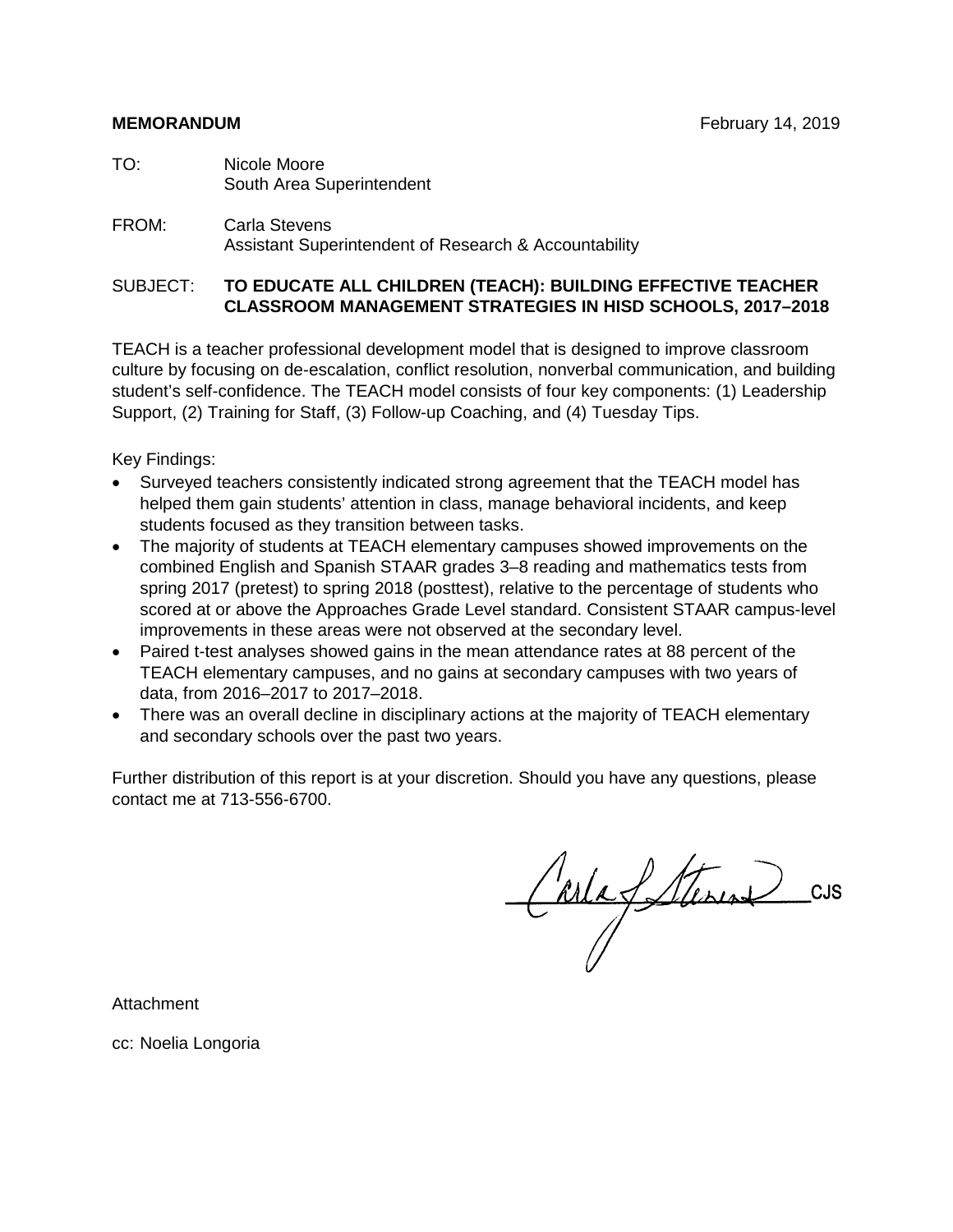**MEMORANDUM** February 14, 2019

TO: Nicole Moore
South Area Superintendent

FROM: Carla Stevens
Assistant Superintendent of Research & Accountability

SUBJECT: **TO EDUCATE ALL CHILDREN (TEACH): BUILDING EFFECTIVE TEACHER CLASSROOM MANAGEMENT STRATEGIES IN HISD SCHOOLS, 2017–2018**

TEACH is a teacher professional development model that is designed to improve classroom culture by focusing on de-escalation, conflict resolution, nonverbal communication, and building student's self-confidence. The TEACH model consists of four key components: (1) Leadership Support, (2) Training for Staff, (3) Follow-up Coaching, and (4) Tuesday Tips.

Key Findings:

- Surveyed teachers consistently indicated strong agreement that the TEACH model has helped them gain students' attention in class, manage behavioral incidents, and keep students focused as they transition between tasks.
- The majority of students at TEACH elementary campuses showed improvements on the combined English and Spanish STAAR grades 3–8 reading and mathematics tests from spring 2017 (pretest) to spring 2018 (posttest), relative to the percentage of students who scored at or above the Approaches Grade Level standard. Consistent STAAR campus-level improvements in these areas were not observed at the secondary level.
- Paired t-test analyses showed gains in the mean attendance rates at 88 percent of the TEACH elementary campuses, and no gains at secondary campuses with two years of data, from 2016–2017 to 2017–2018.
- There was an overall decline in disciplinary actions at the majority of TEACH elementary and secondary schools over the past two years.

Further distribution of this report is at your discretion. Should you have any questions, please contact me at 713-556-6700.

Carla J. Stevens CJS

Attachment

cc: Noelia Longoria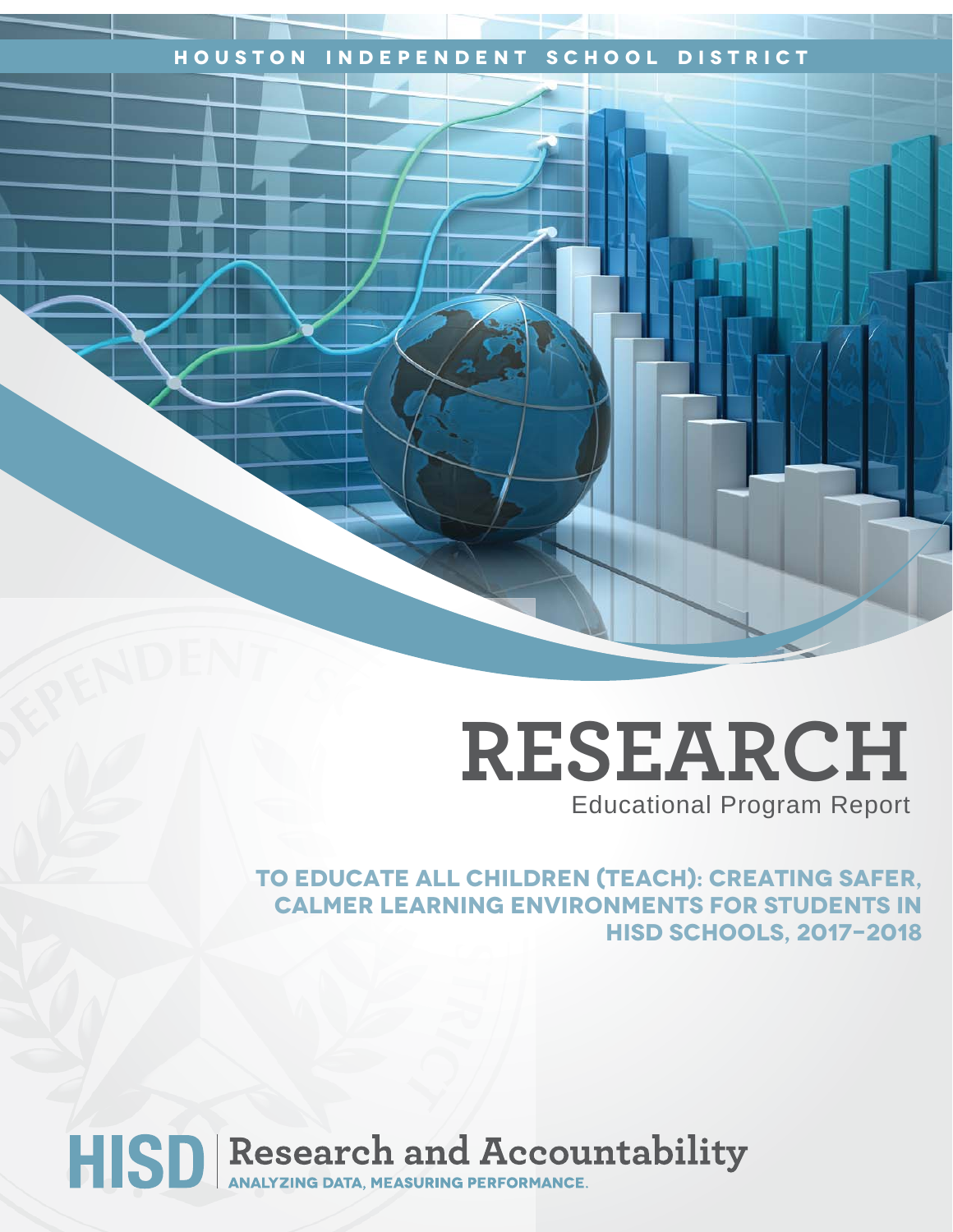HOUSTON INDEPENDENT SCHOOL DISTRICT

# RESEARCH

Educational Program Report

## TO EDUCATE ALL CHILDREN (TEACH): CREATING SAFER, CALMER LEARNING ENVIRONMENTS FOR STUDENTS IN HISD SCHOOLS, 2017–2018

HISD | Research and Accountability

ANALYZING DATA, MEASURING PERFORMANCE.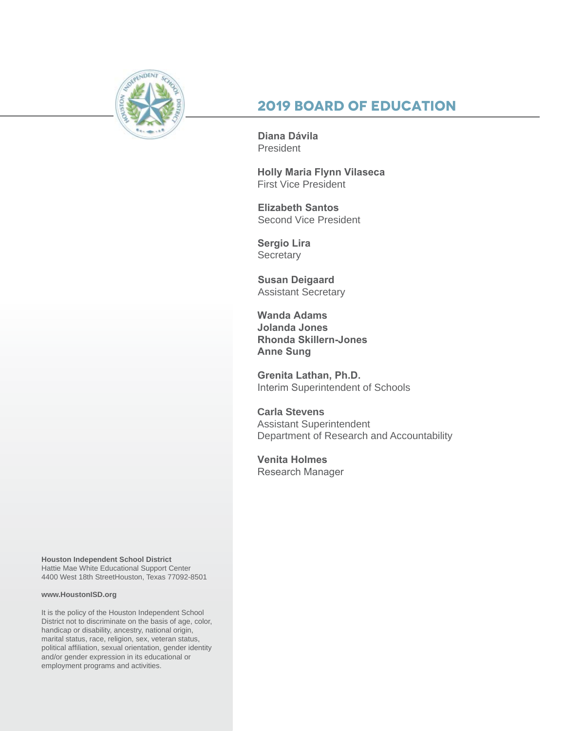# 2019 BOARD OF EDUCATION

**Diana Dávila**
President

**Holly Maria Flynn Vilaseca**
First Vice President

**Elizabeth Santos**
Second Vice President

**Sergio Lira**
Secretary

**Susan Deigaard**
Assistant Secretary

**Wanda Adams**
**Jolanda Jones**
**Rhonda Skillern-Jones**
**Anne Sung**

**Grenita Lathan, Ph.D.**
Interim Superintendent of Schools

**Carla Stevens**
Assistant Superintendent
Department of Research and Accountability

**Venita Holmes**
Research Manager

**Houston Independent School District**
Hattie Mae White Educational Support Center
4400 West 18th StreetHouston, Texas 77092-8501

**www.HoustonISD.org**

It is the policy of the Houston Independent School District not to discriminate on the basis of age, color, handicap or disability, ancestry, national origin, marital status, race, religion, sex, veteran status, political affiliation, sexual orientation, gender identity and/or gender expression in its educational or employment programs and activities.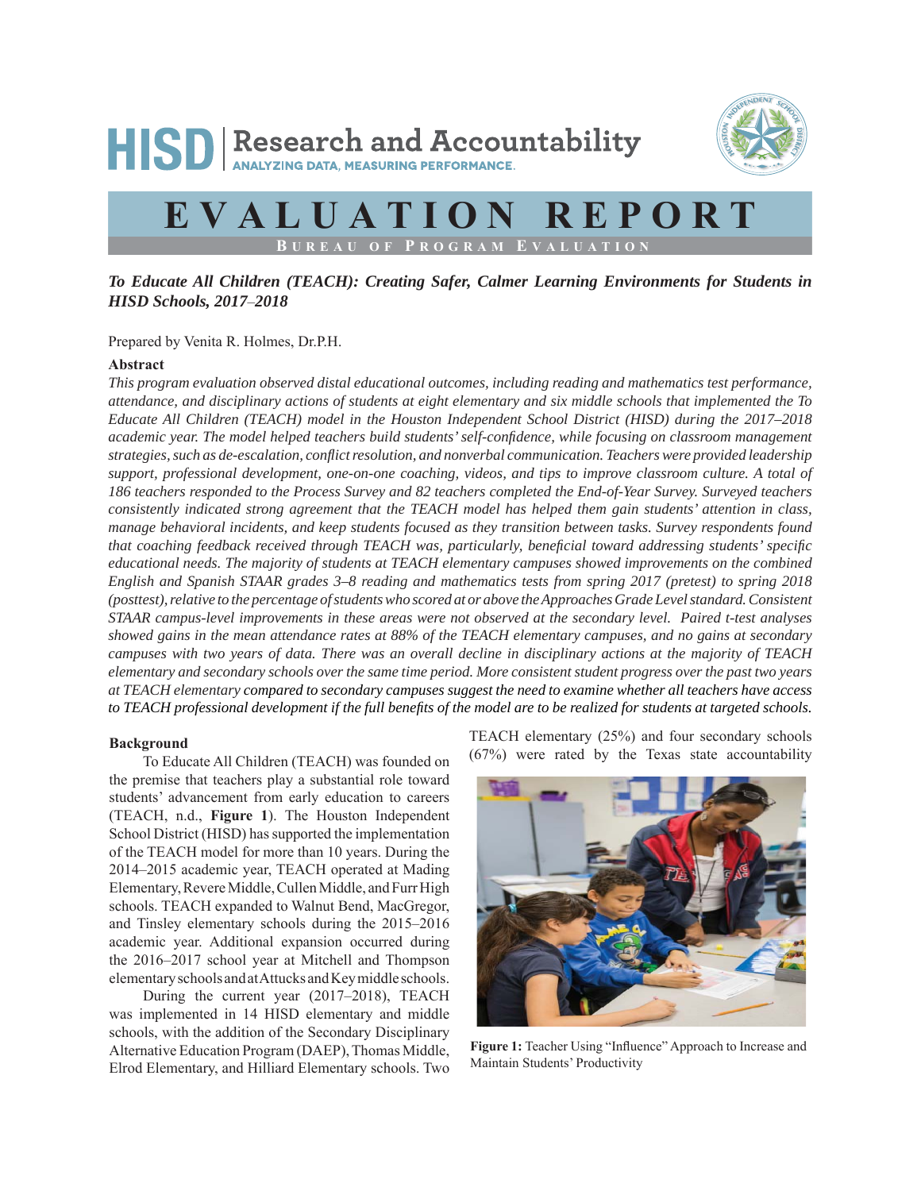# HISD | Research and Accountability

ANALYZING DATA, MEASURING PERFORMANCE.

# EVALUATION REPORT

## Bureau of Program Evaluation

***To Educate All Children (TEACH): Creating Safer, Calmer Learning Environments for Students in HISD Schools, 2017–2018***

Prepared by Venita R. Holmes, Dr.P.H.

**Abstract**

*This program evaluation observed distal educational outcomes, including reading and mathematics test performance, attendance, and disciplinary actions of students at eight elementary and six middle schools that implemented the To Educate All Children (TEACH) model in the Houston Independent School District (HISD) during the 2017–2018 academic year. The model helped teachers build students' self-confidence, while focusing on classroom management strategies, such as de-escalation, conflict resolution, and nonverbal communication. Teachers were provided leadership support, professional development, one-on-one coaching, videos, and tips to improve classroom culture. A total of 186 teachers responded to the Process Survey and 82 teachers completed the End-of-Year Survey. Surveyed teachers consistently indicated strong agreement that the TEACH model has helped them gain students' attention in class, manage behavioral incidents, and keep students focused as they transition between tasks. Survey respondents found that coaching feedback received through TEACH was, particularly, beneficial toward addressing students' specific educational needs. The majority of students at TEACH elementary campuses showed improvements on the combined English and Spanish STAAR grades 3–8 reading and mathematics tests from spring 2017 (pretest) to spring 2018 (posttest), relative to the percentage of students who scored at or above the Approaches Grade Level standard. Consistent STAAR campus-level improvements in these areas were not observed at the secondary level. Paired t-test analyses showed gains in the mean attendance rates at 88% of the TEACH elementary campuses, and no gains at secondary campuses with two years of data. There was an overall decline in disciplinary actions at the majority of TEACH elementary and secondary schools over the same time period. More consistent student progress over the past two years at TEACH elementary compared to secondary campuses suggest the need to examine whether all teachers have access to TEACH professional development if the full benefits of the model are to be realized for students at targeted schools.*

**Background**

To Educate All Children (TEACH) was founded on the premise that teachers play a substantial role toward students' advancement from early education to careers (TEACH, n.d., **Figure 1**). The Houston Independent School District (HISD) has supported the implementation of the TEACH model for more than 10 years. During the 2014–2015 academic year, TEACH operated at Mading Elementary, Revere Middle, Cullen Middle, and Furr High schools. TEACH expanded to Walnut Bend, MacGregor, and Tinsley elementary schools during the 2015–2016 academic year. Additional expansion occurred during the 2016–2017 school year at Mitchell and Thompson elementary schools and at Attucks and Key middle schools.

During the current year (2017–2018), TEACH was implemented in 14 HISD elementary and middle schools, with the addition of the Secondary Disciplinary Alternative Education Program (DAEP), Thomas Middle, Elrod Elementary, and Hilliard Elementary schools. Two TEACH elementary (25%) and four secondary schools (67%) were rated by the Texas state accountability

**Figure 1:** Teacher Using "Influence" Approach to Increase and Maintain Students' Productivity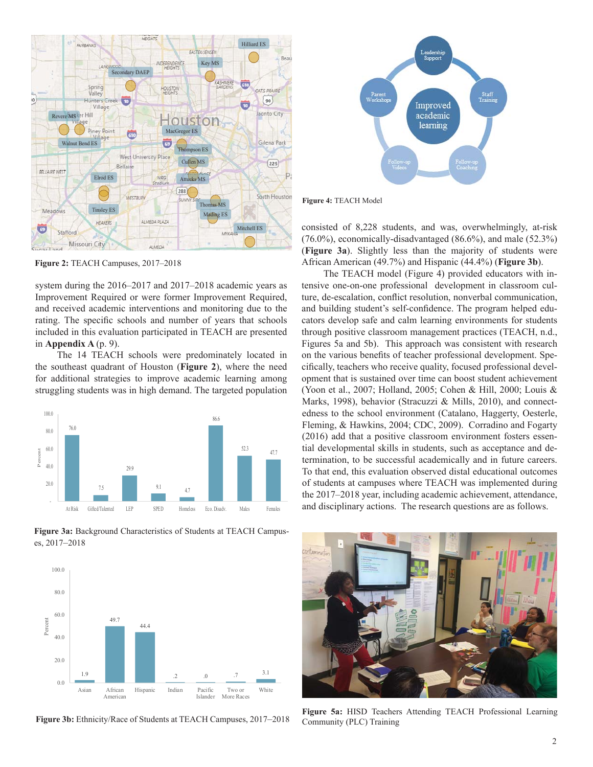Figure 2: TEACH Campuses, 2017–2018

system during the 2016–2017 and 2017–2018 academic years as Improvement Required or were former Improvement Required, and received academic interventions and monitoring due to the rating. The specific schools and number of years that schools included in this evaluation participated in TEACH are presented in **Appendix A** (p. 9).

The 14 TEACH schools were predominately located in the southeast quadrant of Houston (**Figure 2**), where the need for additional strategies to improve academic learning among struggling students was in high demand. The targeted population consisted of 8,228 students, and was, overwhelmingly, at-risk (76.0%), economically-disadvantaged (86.6%), and male (52.3%) (**Figure 3a**). Slightly less than the majority of students were African American (49.7%) and Hispanic (44.4%) (**Figure 3b**).

**Figure 3a:** Background Characteristics of Students at TEACH Campuses, 2017–2018

**Figure 3b:** Ethnicity/Race of Students at TEACH Campuses, 2017–2018

**Figure 4:** TEACH Model

The TEACH model (Figure 4) provided educators with intensive one-on-one professional development in classroom culture, de-escalation, conflict resolution, nonverbal communication, and building student's self-confidence. The program helped educators develop safe and calm learning environments for students through positive classroom management practices (TEACH, n.d., Figures 5a and 5b). This approach was consistent with research on the various benefits of teacher professional development. Specifically, teachers who receive quality, focused professional development that is sustained over time can boost student achievement (Yoon et al., 2007; Holland, 2005; Cohen & Hill, 2000; Louis & Marks, 1998), behavior (Stracuzzi & Mills, 2010), and connectedness to the school environment (Catalano, Haggerty, Oesterle, Fleming, & Hawkins, 2004; CDC, 2009). Corradino and Fogarty (2016) add that a positive classroom environment fosters essential developmental skills in students, such as acceptance and determination, to be successful academically and in future careers. To that end, this evaluation observed distal educational outcomes of students at campuses where TEACH was implemented during the 2017–2018 year, including academic achievement, attendance, and disciplinary actions. The research questions are as follows.

**Figure 5a:** HISD Teachers Attending TEACH Professional Learning Community (PLC) Training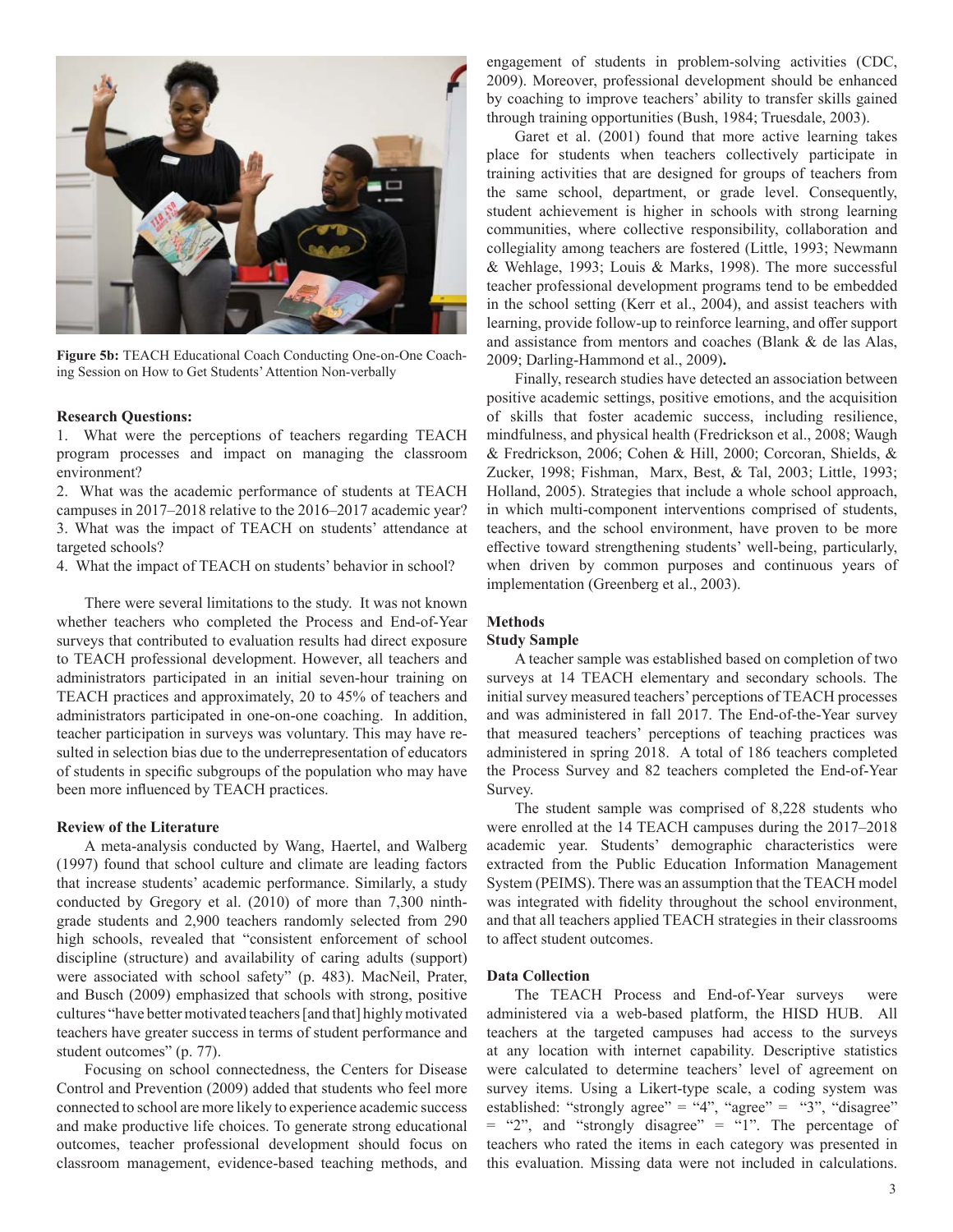Figure 5b: TEACH Educational Coach Conducting One-on-One Coaching Session on How to Get Students' Attention Non-verbally

**Research Questions:**

1. What were the perceptions of teachers regarding TEACH program processes and impact on managing the classroom environment?
2. What was the academic performance of students at TEACH campuses in 2017–2018 relative to the 2016–2017 academic year?
3. What was the impact of TEACH on students' attendance at targeted schools?
4. What the impact of TEACH on students' behavior in school?

There were several limitations to the study. It was not known whether teachers who completed the Process and End-of-Year surveys that contributed to evaluation results had direct exposure to TEACH professional development. However, all teachers and administrators participated in an initial seven-hour training on TEACH practices and approximately, 20 to 45% of teachers and administrators participated in one-on-one coaching. In addition, teacher participation in surveys was voluntary. This may have resulted in selection bias due to the underrepresentation of educators of students in specific subgroups of the population who may have been more influenced by TEACH practices.

**Review of the Literature**

A meta-analysis conducted by Wang, Haertel, and Walberg (1997) found that school culture and climate are leading factors that increase students' academic performance. Similarly, a study conducted by Gregory et al. (2010) of more than 7,300 ninth-grade students and 2,900 teachers randomly selected from 290 high schools, revealed that "consistent enforcement of school discipline (structure) and availability of caring adults (support) were associated with school safety" (p. 483). MacNeil, Prater, and Busch (2009) emphasized that schools with strong, positive cultures "have better motivated teachers [and that] highly motivated teachers have greater success in terms of student performance and student outcomes" (p. 77).

Focusing on school connectedness, the Centers for Disease Control and Prevention (2009) added that students who feel more connected to school are more likely to experience academic success and make productive life choices. To generate strong educational outcomes, teacher professional development should focus on classroom management, evidence-based teaching methods, and engagement of students in problem-solving activities (CDC, 2009). Moreover, professional development should be enhanced by coaching to improve teachers' ability to transfer skills gained through training opportunities (Bush, 1984; Truesdale, 2003).

Garet et al. (2001) found that more active learning takes place for students when teachers collectively participate in training activities that are designed for groups of teachers from the same school, department, or grade level. Consequently, student achievement is higher in schools with strong learning communities, where collective responsibility, collaboration and collegiality among teachers are fostered (Little, 1993; Newmann & Wehlage, 1993; Louis & Marks, 1998). The more successful teacher professional development programs tend to be embedded in the school setting (Kerr et al., 2004), and assist teachers with learning, provide follow-up to reinforce learning, and offer support and assistance from mentors and coaches (Blank & de las Alas, 2009; Darling-Hammond et al., 2009).

Finally, research studies have detected an association between positive academic settings, positive emotions, and the acquisition of skills that foster academic success, including resilience, mindfulness, and physical health (Fredrickson et al., 2008; Waugh & Fredrickson, 2006; Cohen & Hill, 2000; Corcoran, Shields, & Zucker, 1998; Fishman, Marx, Best, & Tal, 2003; Little, 1993; Holland, 2005). Strategies that include a whole school approach, in which multi-component interventions comprised of students, teachers, and the school environment, have proven to be more effective toward strengthening students' well-being, particularly, when driven by common purposes and continuous years of implementation (Greenberg et al., 2003).

**Methods**

**Study Sample**

A teacher sample was established based on completion of two surveys at 14 TEACH elementary and secondary schools. The initial survey measured teachers' perceptions of TEACH processes and was administered in fall 2017. The End-of-the-Year survey that measured teachers' perceptions of teaching practices was administered in spring 2018. A total of 186 teachers completed the Process Survey and 82 teachers completed the End-of-Year Survey.

The student sample was comprised of 8,228 students who were enrolled at the 14 TEACH campuses during the 2017–2018 academic year. Students' demographic characteristics were extracted from the Public Education Information Management System (PEIMS). There was an assumption that the TEACH model was integrated with fidelity throughout the school environment, and that all teachers applied TEACH strategies in their classrooms to affect student outcomes.

**Data Collection**

The TEACH Process and End-of-Year surveys were administered via a web-based platform, the HISD HUB. All teachers at the targeted campuses had access to the surveys at any location with internet capability. Descriptive statistics were calculated to determine teachers' level of agreement on survey items. Using a Likert-type scale, a coding system was established: "strongly agree" = "4", "agree" = "3", "disagree" = "2", and "strongly disagree" = "1". The percentage of teachers who rated the items in each category was presented in this evaluation. Missing data were not included in calculations.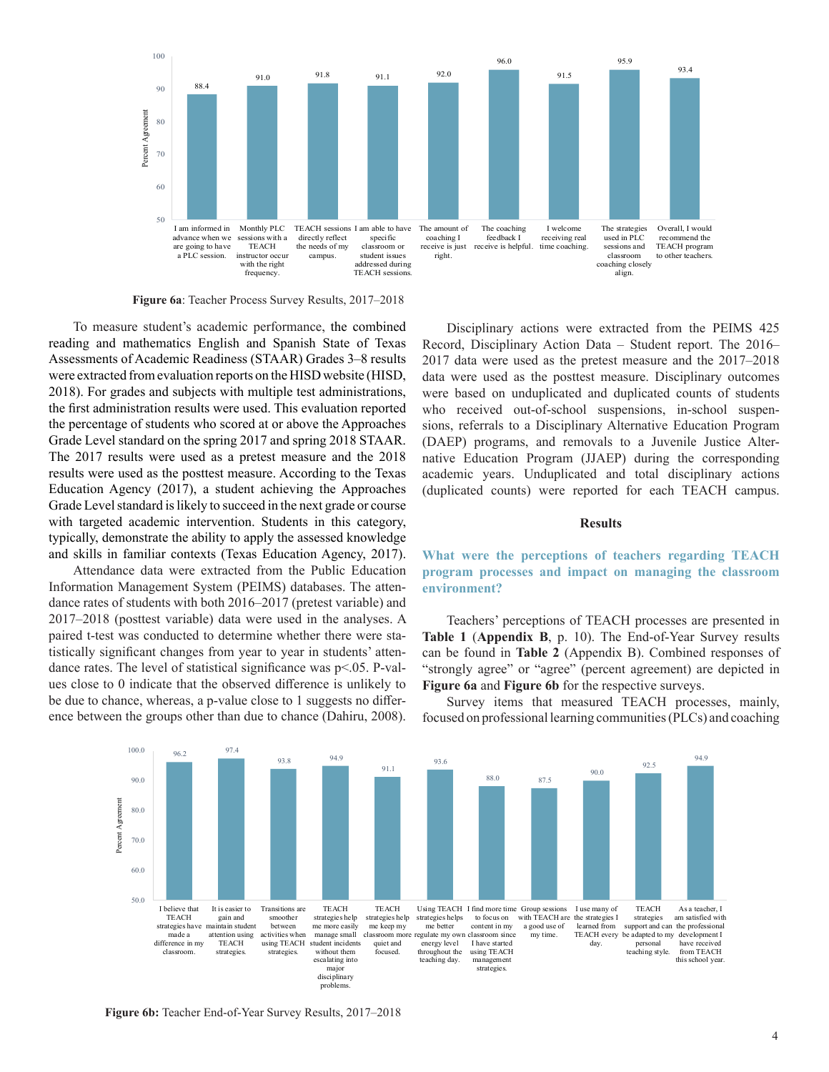**Figure 6a**: Teacher Process Survey Results, 2017–2018

To measure student's academic performance, the combined reading and mathematics English and Spanish State of Texas Assessments of Academic Readiness (STAAR) Grades 3–8 results were extracted from evaluation reports on the HISD website (HISD, 2018). For grades and subjects with multiple test administrations, the first administration results were used. This evaluation reported the percentage of students who scored at or above the Approaches Grade Level standard on the spring 2017 and spring 2018 STAAR. The 2017 results were used as a pretest measure and the 2018 results were used as the posttest measure. According to the Texas Education Agency (2017), a student achieving the Approaches Grade Level standard is likely to succeed in the next grade or course with targeted academic intervention. Students in this category, typically, demonstrate the ability to apply the assessed knowledge and skills in familiar contexts (Texas Education Agency, 2017).

Attendance data were extracted from the Public Education Information Management System (PEIMS) databases. The attendance rates of students with both 2016–2017 (pretest variable) and 2017–2018 (posttest variable) data were used in the analyses. A paired t-test was conducted to determine whether there were statistically significant changes from year to year in students' attendance rates. The level of statistical significance was $p<.05$. P-values close to 0 indicate that the observed difference is unlikely to be due to chance, whereas, a p-value close to 1 suggests no difference between the groups other than due to chance (Dahiru, 2008).

Disciplinary actions were extracted from the PEIMS 425 Record, Disciplinary Action Data – Student report. The 2016–2017 data were used as the pretest measure and the 2017–2018 data were used as the posttest measure. Disciplinary outcomes were based on unduplicated and duplicated counts of students who received out-of-school suspensions, in-school suspensions, referrals to a Disciplinary Alternative Education Program (DAEP) programs, and removals to a Juvenile Justice Alternative Education Program (JJAEP) during the corresponding academic years. Unduplicated and total disciplinary actions (duplicated counts) were reported for each TEACH campus.

## Results

### What were the perceptions of teachers regarding TEACH program processes and impact on managing the classroom environment?

Teachers' perceptions of TEACH processes are presented in **Table 1** (**Appendix B**, p. 10). The End-of-Year Survey results can be found in **Table 2** (Appendix B). Combined responses of "strongly agree" or "agree" (percent agreement) are depicted in **Figure 6a** and **Figure 6b** for the respective surveys.

Survey items that measured TEACH processes, mainly, focused on professional learning communities (PLCs) and coaching

**Figure 6b:** Teacher End-of-Year Survey Results, 2017–2018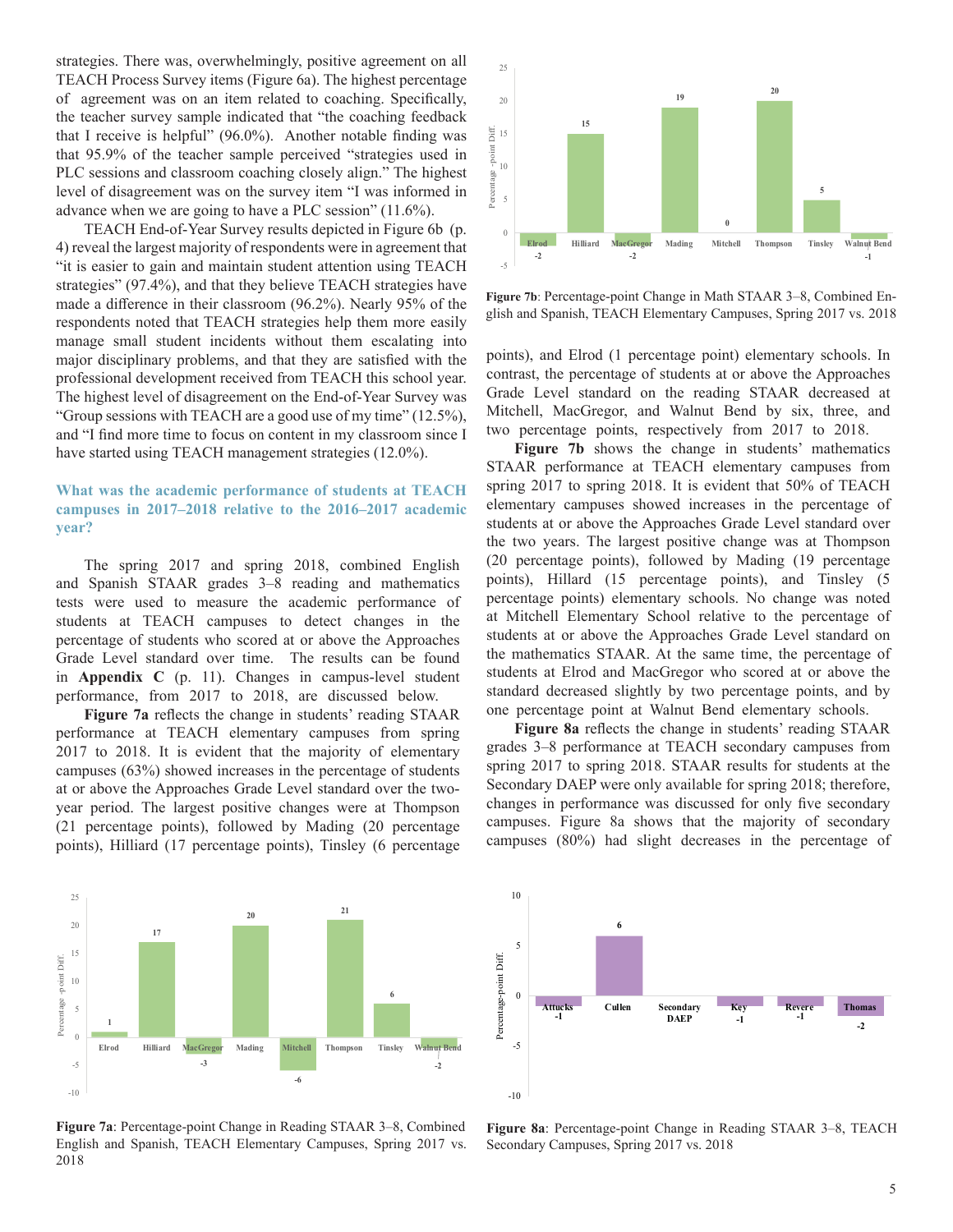strategies. There was, overwhelmingly, positive agreement on all TEACH Process Survey items (Figure 6a). The highest percentage of agreement was on an item related to coaching. Specifically, the teacher survey sample indicated that "the coaching feedback that I receive is helpful" (96.0%). Another notable finding was that 95.9% of the teacher sample perceived "strategies used in PLC sessions and classroom coaching closely align." The highest level of disagreement was on the survey item "I was informed in advance when we are going to have a PLC session" (11.6%).

TEACH End-of-Year Survey results depicted in Figure 6b (p. 4) reveal the largest majority of respondents were in agreement that "it is easier to gain and maintain student attention using TEACH strategies" (97.4%), and that they believe TEACH strategies have made a difference in their classroom (96.2%). Nearly 95% of the respondents noted that TEACH strategies help them more easily manage small student incidents without them escalating into major disciplinary problems, and that they are satisfied with the professional development received from TEACH this school year. The highest level of disagreement on the End-of-Year Survey was "Group sessions with TEACH are a good use of my time" (12.5%), and "I find more time to focus on content in my classroom since I have started using TEACH management strategies (12.0%).

## What was the academic performance of students at TEACH campuses in 2017–2018 relative to the 2016–2017 academic year?

The spring 2017 and spring 2018, combined English and Spanish STAAR grades 3–8 reading and mathematics tests were used to measure the academic performance of students at TEACH campuses to detect changes in the percentage of students who scored at or above the Approaches Grade Level standard over time. The results can be found in **Appendix C** (p. 11). Changes in campus-level student performance, from 2017 to 2018, are discussed below.

**Figure 7a** reflects the change in students' reading STAAR performance at TEACH elementary campuses from spring 2017 to 2018. It is evident that the majority of elementary campuses (63%) showed increases in the percentage of students at or above the Approaches Grade Level standard over the two-year period. The largest positive changes were at Thompson (21 percentage points), followed by Mading (20 percentage points), Hilliard (17 percentage points), Tinsley (6 percentage points), and Elrod (1 percentage point) elementary schools. In contrast, the percentage of students at or above the Approaches Grade Level standard on the reading STAAR decreased at Mitchell, MacGregor, and Walnut Bend by six, three, and two percentage points, respectively from 2017 to 2018.

**Figure 7b** shows the change in students' mathematics STAAR performance at TEACH elementary campuses from spring 2017 to spring 2018. It is evident that 50% of TEACH elementary campuses showed increases in the percentage of students at or above the Approaches Grade Level standard over the two years. The largest positive change was at Thompson (20 percentage points), followed by Mading (19 percentage points), Hillard (15 percentage points), and Tinsley (5 percentage points) elementary campuses. No change was noted at Mitchell Elementary School relative to the percentage of students at or above the Approaches Grade Level standard on the mathematics STAAR. At the same time, the percentage of students at Elrod and MacGregor who scored at or above the standard decreased slightly by two percentage points, and by one percentage point at Walnut Bend elementary schools.

**Figure 8a** reflects the change in students' reading STAAR grades 3–8 performance at TEACH secondary campuses from spring 2017 to spring 2018. STAAR results for students at the Secondary DAEP were only available for spring 2018; therefore, changes in performance was discussed for only five secondary campuses. Figure 8a shows that the majority of secondary campuses (80%) had slight decreases in the percentage of

| Campus | Percentage-point Diff. |
|---|---|
| Elrod | 1 |
| Hilliard | 17 |
| MacGregor | -3 |
| Mading | 20 |
| Mitchell | -6 |
| Thompson | 21 |
| Tinsley | 6 |
| Walnut Bend | -2 |

**Figure 7a**: Percentage-point Change in Reading STAAR 3–8, Combined English and Spanish, TEACH Elementary Campuses, Spring 2017 vs. 2018

| Campus | Percentage-point Diff. |
|---|---|
| Elrod | -2 |
| Hilliard | 15 |
| MacGregor | -2 |
| Mading | 19 |
| Mitchell | 0 |
| Thompson | 20 |
| Tinsley | 5 |
| Walnut Bend | -1 |

**Figure 7b**: Percentage-point Change in Math STAAR 3–8, Combined English and Spanish, TEACH Elementary Campuses, Spring 2017 vs. 2018

| Campus | Percentage-point Diff. |
|---|---|
| Attucks | -1 |
| Cullen | 6 |
| Secondary DAEP | |
| Key | -1 |
| Revere | -1 |
| Thomas | -2 |

**Figure 8a**: Percentage-point Change in Reading STAAR 3–8, TEACH Secondary Campuses, Spring 2017 vs. 2018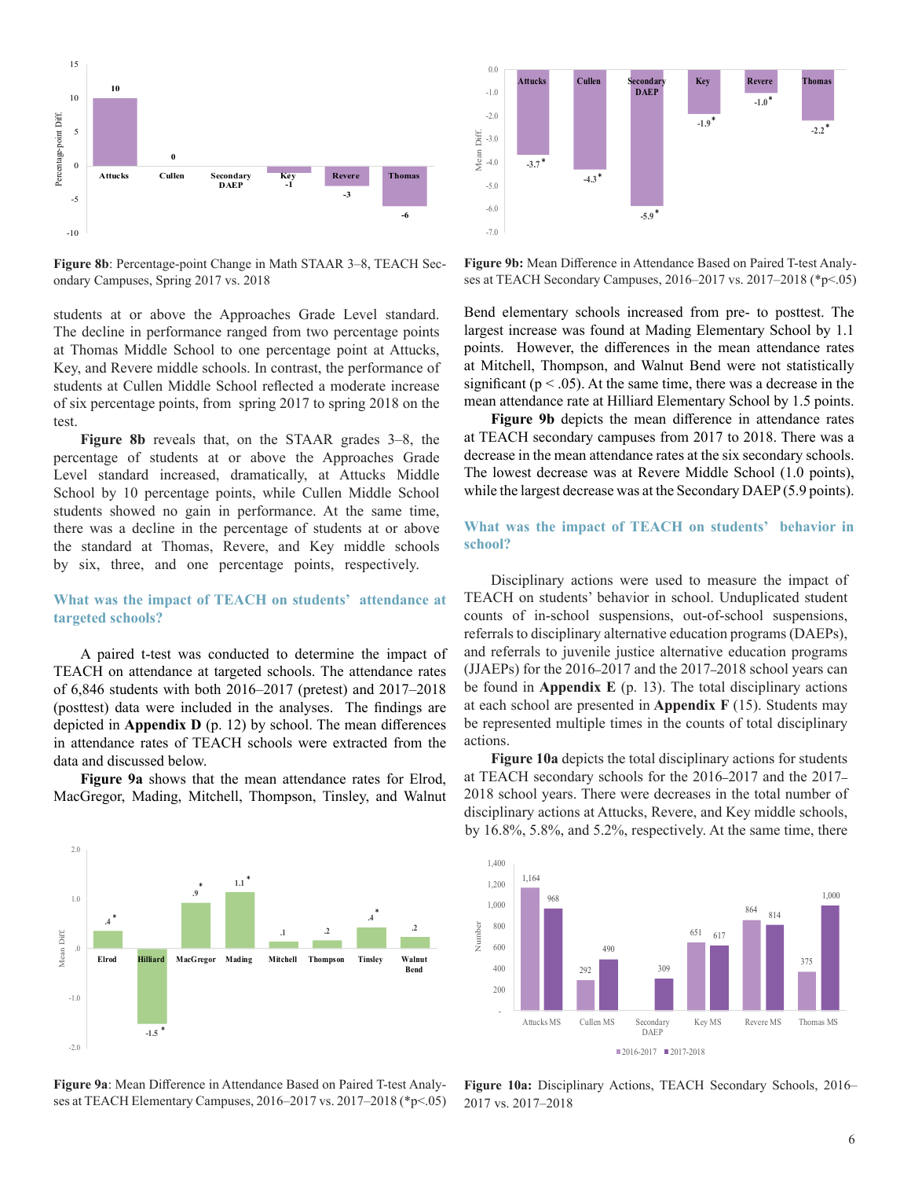Figure 8b: Percentage-point Change in Math STAAR 3–8, TEACH Secondary Campuses, Spring 2017 vs. 2018

students at or above the Approaches Grade Level standard. The decline in performance ranged from two percentage points at Thomas Middle School to one percentage point at Attucks, Key, and Revere middle schools. In contrast, the performance of students at Cullen Middle School reflected a moderate increase of six percentage points, from spring 2017 to spring 2018 on the test.

**Figure 8b** reveals that, on the STAAR grades 3–8, the percentage of students at or above the Approaches Grade Level standard increased, dramatically, at Attucks Middle School by 10 percentage points, while Cullen Middle School students showed no gain in performance. At the same time, there was a decline in the percentage of students at or above the standard at Thomas, Revere, and Key middle schools by six, three, and one percentage points, respectively.

## What was the impact of TEACH on students' attendance at targeted schools?

A paired t-test was conducted to determine the impact of TEACH on attendance at targeted schools. The attendance rates of 6,846 students with both 2016–2017 (pretest) and 2017–2018 (posttest) data were included in the analyses. The findings are depicted in **Appendix D** (p. 12) by school. The mean differences in attendance rates of TEACH schools were extracted from the data and discussed below.

**Figure 9a** shows that the mean attendance rates for Elrod, MacGregor, Mading, Mitchell, Thompson, Tinsley, and Walnut Bend elementary schools increased from pre- to posttest. The largest increase was found at Mading Elementary School by 1.1 points. However, the differences in the mean attendance rates at Mitchell, Thompson, and Walnut Bend were not statistically significant ($p < .05$). At the same time, there was a decrease in the mean attendance rate at Hilliard Elementary School by 1.5 points.

**Figure 9b** depicts the mean difference in attendance rates at TEACH secondary campuses from 2017 to 2018. There was a decrease in the mean attendance rates at the six secondary schools. The lowest decrease was at Revere Middle School (1.0 points), while the largest decrease was at the Secondary DAEP (5.9 points).

Figure 9a: Mean Difference in Attendance Based on Paired T-test Analyses at TEACH Elementary Campuses, 2016–2017 vs. 2017–2018 (*$p<.05$)

Figure 9b: Mean Difference in Attendance Based on Paired T-test Analyses at TEACH Secondary Campuses, 2016–2017 vs. 2017–2018 (*$p<.05$)

## What was the impact of TEACH on students' behavior in school?

Disciplinary actions were used to measure the impact of TEACH on students' behavior in school. Unduplicated student counts of in-school suspensions, out-of-school suspensions, referrals to disciplinary alternative education programs (DAEPs), and referrals to juvenile justice alternative education programs (JJAEPs) for the 2016–2017 and the 2017–2018 school years can be found in **Appendix E** (p. 13). The total disciplinary actions at each school are presented in **Appendix F** (15). Students may be represented multiple times in the counts of total disciplinary actions.

**Figure 10a** depicts the total disciplinary actions for students at TEACH secondary schools for the 2016–2017 and the 2017–2018 school years. There were decreases in the total number of disciplinary actions at Attucks, Revere, and Key middle schools, by 16.8%, 5.8%, and 5.2%, respectively. At the same time, there

Figure 10a: Disciplinary Actions, TEACH Secondary Schools, 2016–2017 vs. 2017–2018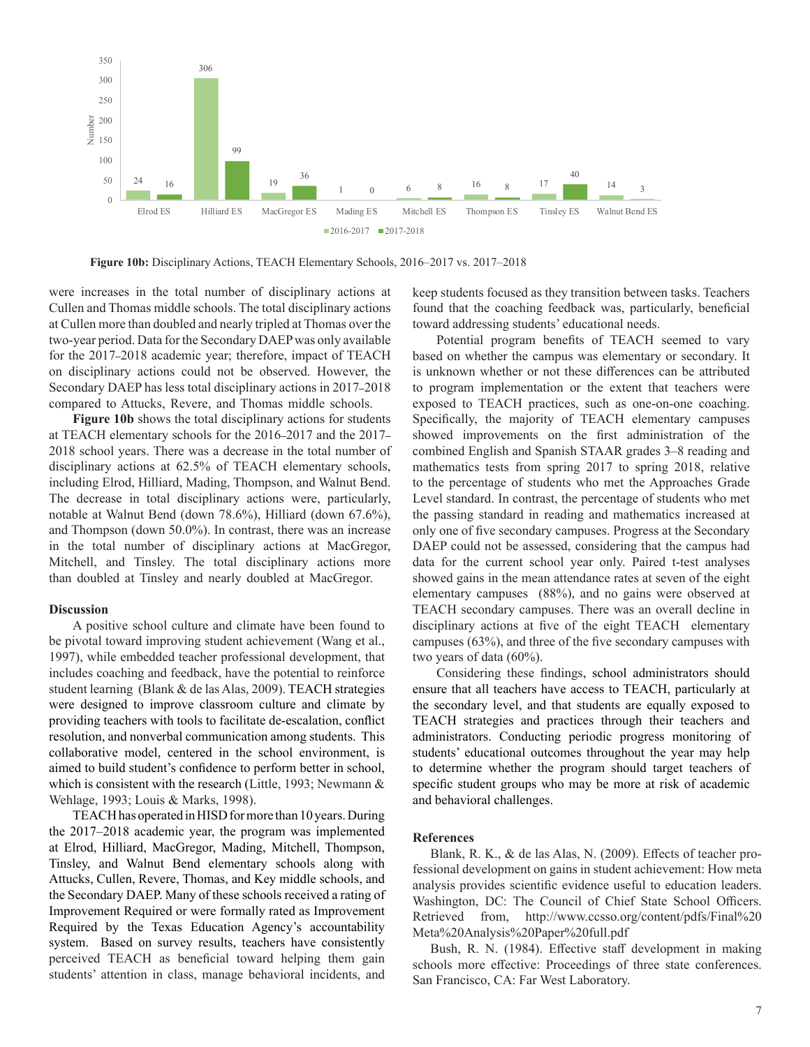Figure 10b: Disciplinary Actions, TEACH Elementary Schools, 2016–2017 vs. 2017–2018

| School | 2016-2017 | 2017-2018 |
|---|---|---|
| Elrod ES | 24 | 16 |
| Hilliard ES | 306 | 99 |
| MacGregor ES | 19 | 36 |
| Mading ES | 1 | 0 |
| Mitchell ES | 6 | 8 |
| Thompson ES | 16 | 8 |
| Tinsley ES | 17 | 40 |
| Walnut Bend ES | 14 | 3 |

**Figure 10b:** Disciplinary Actions, TEACH Elementary Schools, 2016–2017 vs. 2017–2018

were increases in the total number of disciplinary actions at Cullen and Thomas middle schools. The total disciplinary actions at Cullen more than doubled and nearly tripled at Thomas over the two-year period. Data for the Secondary DAEP was only available for the 2017–2018 academic year; therefore, impact of TEACH on disciplinary actions could not be observed. However, the Secondary DAEP has less total disciplinary actions in 2017–2018 compared to Attucks, Revere, and Thomas middle schools.

**Figure 10b** shows the total disciplinary actions for students at TEACH elementary schools for the 2016–2017 and the 2017–2018 school years. There was a decrease in the total number of disciplinary actions at 62.5% of TEACH elementary schools, including Elrod, Hilliard, Mading, Thompson, and Walnut Bend. The decrease in total disciplinary actions were, particularly, notable at Walnut Bend (down 78.6%), Hilliard (down 67.6%), and Thompson (down 50.0%). In contrast, there was an increase in the total number of disciplinary actions at MacGregor, Mitchell, and Tinsley. The total disciplinary actions more than doubled at Tinsley and nearly doubled at MacGregor.

## Discussion

A positive school culture and climate have been found to be pivotal toward improving student achievement (Wang et al., 1997), while embedded teacher professional development, that includes coaching and feedback, have the potential to reinforce student learning (Blank & de las Alas, 2009). TEACH strategies were designed to improve classroom culture and climate by providing teachers with tools to facilitate de-escalation, conflict resolution, and nonverbal communication among students. This collaborative model, centered in the school environment, is aimed to build student's confidence to perform better in school, which is consistent with the research (Little, 1993; Newmann & Wehlage, 1993; Louis & Marks, 1998).

TEACH has operated in HISD for more than 10 years. During the 2017–2018 academic year, the program was implemented at Elrod, Hilliard, MacGregor, Mading, Mitchell, Thompson, Tinsley, and Walnut Bend elementary schools along with Attucks, Cullen, Revere, Thomas, and Key middle schools, and the Secondary DAEP. Many of these schools received a rating of Improvement Required or were formally rated as Improvement Required by the Texas Education Agency's accountability system. Based on survey results, teachers have consistently perceived TEACH as beneficial toward helping them gain students' attention in class, manage behavioral incidents, and keep students focused as they transition between tasks. Teachers found that the coaching feedback was, particularly, beneficial toward addressing students' educational needs.

Potential program benefits of TEACH seemed to vary based on whether the campus was elementary or secondary. It is unknown whether or not these differences can be attributed to program implementation or the extent that teachers were exposed to TEACH practices, such as one-on-one coaching. Specifically, the majority of TEACH elementary campuses showed improvements on the first administration of the combined English and Spanish STAAR grades 3–8 reading and mathematics tests from spring 2017 to spring 2018, relative to the percentage of students who met the Approaches Grade Level standard. In contrast, the percentage of students who met the passing standard in reading and mathematics increased at only one of five secondary campuses. Progress at the Secondary DAEP could not be assessed, considering that the campus had data for the current school year only. Paired t-test analyses showed gains in the mean attendance rates at seven of the eight elementary campuses (88%), and no gains were observed at TEACH secondary campuses. There was an overall decline in disciplinary actions at five of the eight TEACH elementary campuses (63%), and three of the five secondary campuses with two years of data (60%).

Considering these findings, school administrators should ensure that all teachers have access to TEACH, particularly at the secondary level, and that students are equally exposed to TEACH strategies and practices through their teachers and administrators. Conducting periodic progress monitoring of students' educational outcomes throughout the year may help to determine whether the program should target teachers of specific student groups who may be more at risk of academic and behavioral challenges.

## References

Blank, R. K., & de las Alas, N. (2009). Effects of teacher professional development on gains in student achievement: How meta analysis provides scientific evidence useful to education leaders. Washington, DC: The Council of Chief State School Officers. Retrieved from, http://www.ccsso.org/content/pdfs/Final%20Meta%20Analysis%20Paper%20full.pdf

Bush, R. N. (1984). Effective staff development in making schools more effective: Proceedings of three state conferences. San Francisco, CA: Far West Laboratory.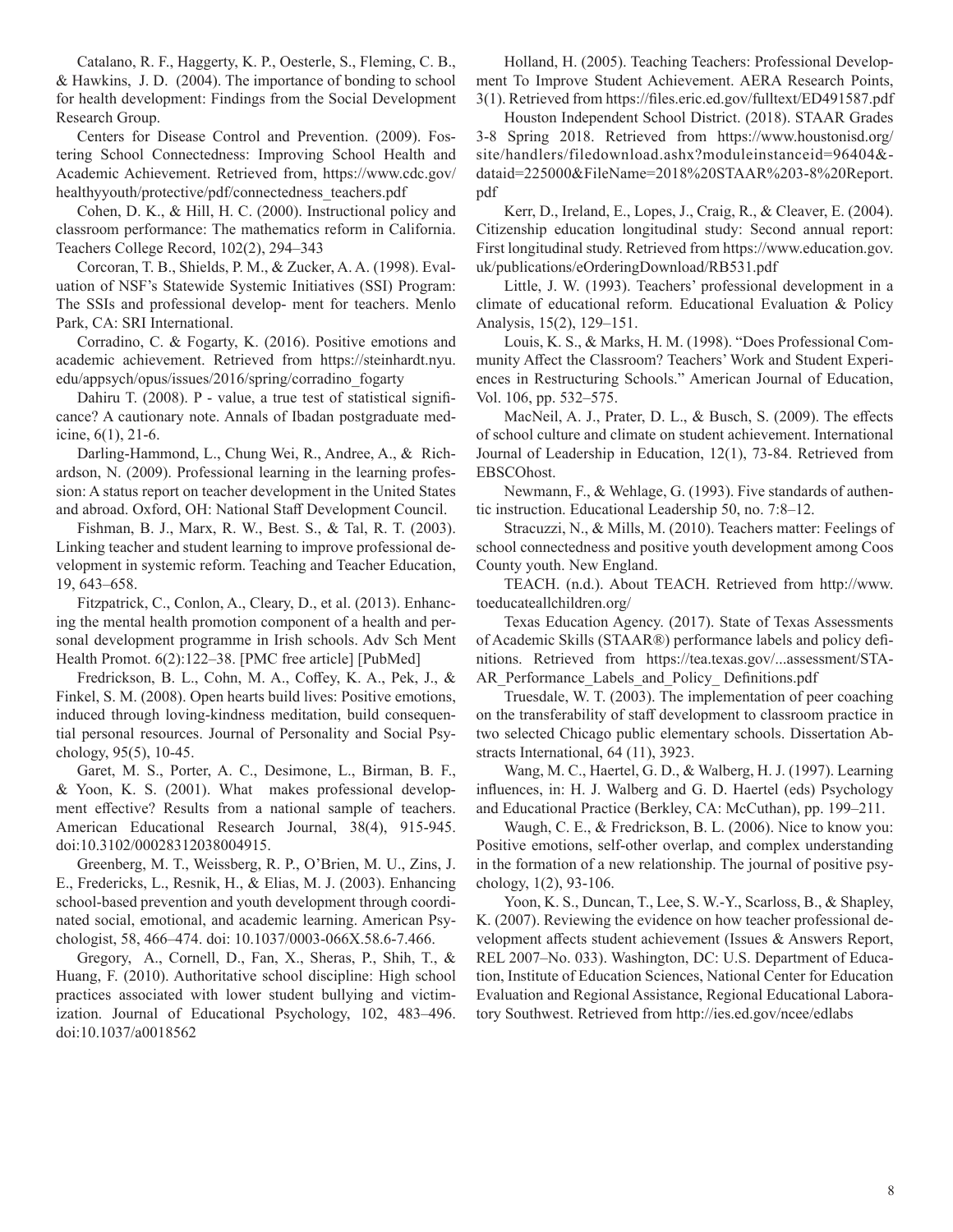Catalano, R. F., Haggerty, K. P., Oesterle, S., Fleming, C. B., & Hawkins, J. D. (2004). The importance of bonding to school for health development: Findings from the Social Development Research Group.

Centers for Disease Control and Prevention. (2009). Fostering School Connectedness: Improving School Health and Academic Achievement. Retrieved from, https://www.cdc.gov/healthyyouth/protective/pdf/connectedness_teachers.pdf

Cohen, D. K., & Hill, H. C. (2000). Instructional policy and classroom performance: The mathematics reform in California. Teachers College Record, 102(2), 294–343

Corcoran, T. B., Shields, P. M., & Zucker, A. A. (1998). Evaluation of NSF's Statewide Systemic Initiatives (SSI) Program: The SSIs and professional develop- ment for teachers. Menlo Park, CA: SRI International.

Corradino, C. & Fogarty, K. (2016). Positive emotions and academic achievement. Retrieved from https://steinhardt.nyu.edu/appsych/opus/issues/2016/spring/corradino_fogarty

Dahiru T. (2008). P - value, a true test of statistical significance? A cautionary note. Annals of Ibadan postgraduate medicine, 6(1), 21-6.

Darling-Hammond, L., Chung Wei, R., Andree, A., & Richardson, N. (2009). Professional learning in the learning profession: A status report on teacher development in the United States and abroad. Oxford, OH: National Staff Development Council.

Fishman, B. J., Marx, R. W., Best. S., & Tal, R. T. (2003). Linking teacher and student learning to improve professional development in systemic reform. Teaching and Teacher Education, 19, 643–658.

Fitzpatrick, C., Conlon, A., Cleary, D., et al. (2013). Enhancing the mental health promotion component of a health and personal development programme in Irish schools. Adv Sch Ment Health Promot. 6(2):122–38. [PMC free article] [PubMed]

Fredrickson, B. L., Cohn, M. A., Coffey, K. A., Pek, J., & Finkel, S. M. (2008). Open hearts build lives: Positive emotions, induced through loving-kindness meditation, build consequential personal resources. Journal of Personality and Social Psychology, 95(5), 10-45.

Garet, M. S., Porter, A. C., Desimone, L., Birman, B. F., & Yoon, K. S. (2001). What makes professional development effective? Results from a national sample of teachers. American Educational Research Journal, 38(4), 915-945. doi:10.3102/00028312038004915.

Greenberg, M. T., Weissberg, R. P., O'Brien, M. U., Zins, J. E., Fredericks, L., Resnik, H., & Elias, M. J. (2003). Enhancing school-based prevention and youth development through coordinated social, emotional, and academic learning. American Psychologist, 58, 466–474. doi: 10.1037/0003-066X.58.6-7.466.

Gregory, A., Cornell, D., Fan, X., Sheras, P., Shih, T., & Huang, F. (2010). Authoritative school discipline: High school practices associated with lower student bullying and victimization. Journal of Educational Psychology, 102, 483–496. doi:10.1037/a0018562

Holland, H. (2005). Teaching Teachers: Professional Development To Improve Student Achievement. AERA Research Points, 3(1). Retrieved from https://files.eric.ed.gov/fulltext/ED491587.pdf

Houston Independent School District. (2018). STAAR Grades 3-8 Spring 2018. Retrieved from https://www.houstonisd.org/site/handlers/filedownload.ashx?moduleinstanceid=96404&dataid=225000&FileName=2018%20STAAR%203-8%20Report.pdf

Kerr, D., Ireland, E., Lopes, J., Craig, R., & Cleaver, E. (2004). Citizenship education longitudinal study: Second annual report: First longitudinal study. Retrieved from https://www.education.gov.uk/publications/eOrderingDownload/RB531.pdf

Little, J. W. (1993). Teachers' professional development in a climate of educational reform. Educational Evaluation & Policy Analysis, 15(2), 129–151.

Louis, K. S., & Marks, H. M. (1998). "Does Professional Community Affect the Classroom? Teachers' Work and Student Experiences in Restructuring Schools." American Journal of Education, Vol. 106, pp. 532–575.

MacNeil, A. J., Prater, D. L., & Busch, S. (2009). The effects of school culture and climate on student achievement. International Journal of Leadership in Education, 12(1), 73-84. Retrieved from EBSCOhost.

Newmann, F., & Wehlage, G. (1993). Five standards of authentic instruction. Educational Leadership 50, no. 7:8–12.

Stracuzzi, N., & Mills, M. (2010). Teachers matter: Feelings of school connectedness and positive youth development among Coos County youth. New England.

TEACH. (n.d.). About TEACH. Retrieved from http://www.toeducateallchildren.org/

Texas Education Agency. (2017). State of Texas Assessments of Academic Skills (STAAR®) performance labels and policy definitions. Retrieved from https://tea.texas.gov/...assessment/STAAR_Performance_Labels_and_Policy_ Definitions.pdf

Truesdale, W. T. (2003). The implementation of peer coaching on the transferability of staff development to classroom practice in two selected Chicago public elementary schools. Dissertation Abstracts International, 64 (11), 3923.

Wang, M. C., Haertel, G. D., & Walberg, H. J. (1997). Learning influences, in: H. J. Walberg and G. D. Haertel (eds) Psychology and Educational Practice (Berkley, CA: McCuthan), pp. 199–211.

Waugh, C. E., & Fredrickson, B. L. (2006). Nice to know you: Positive emotions, self-other overlap, and complex understanding in the formation of a new relationship. The journal of positive psychology, 1(2), 93-106.

Yoon, K. S., Duncan, T., Lee, S. W.-Y., Scarloss, B., & Shapley, K. (2007). Reviewing the evidence on how teacher professional development affects student achievement (Issues & Answers Report, REL 2007–No. 033). Washington, DC: U.S. Department of Education, Institute of Education Sciences, National Center for Education Evaluation and Regional Assistance, Regional Educational Laboratory Southwest. Retrieved from http://ies.ed.gov/ncee/edlabs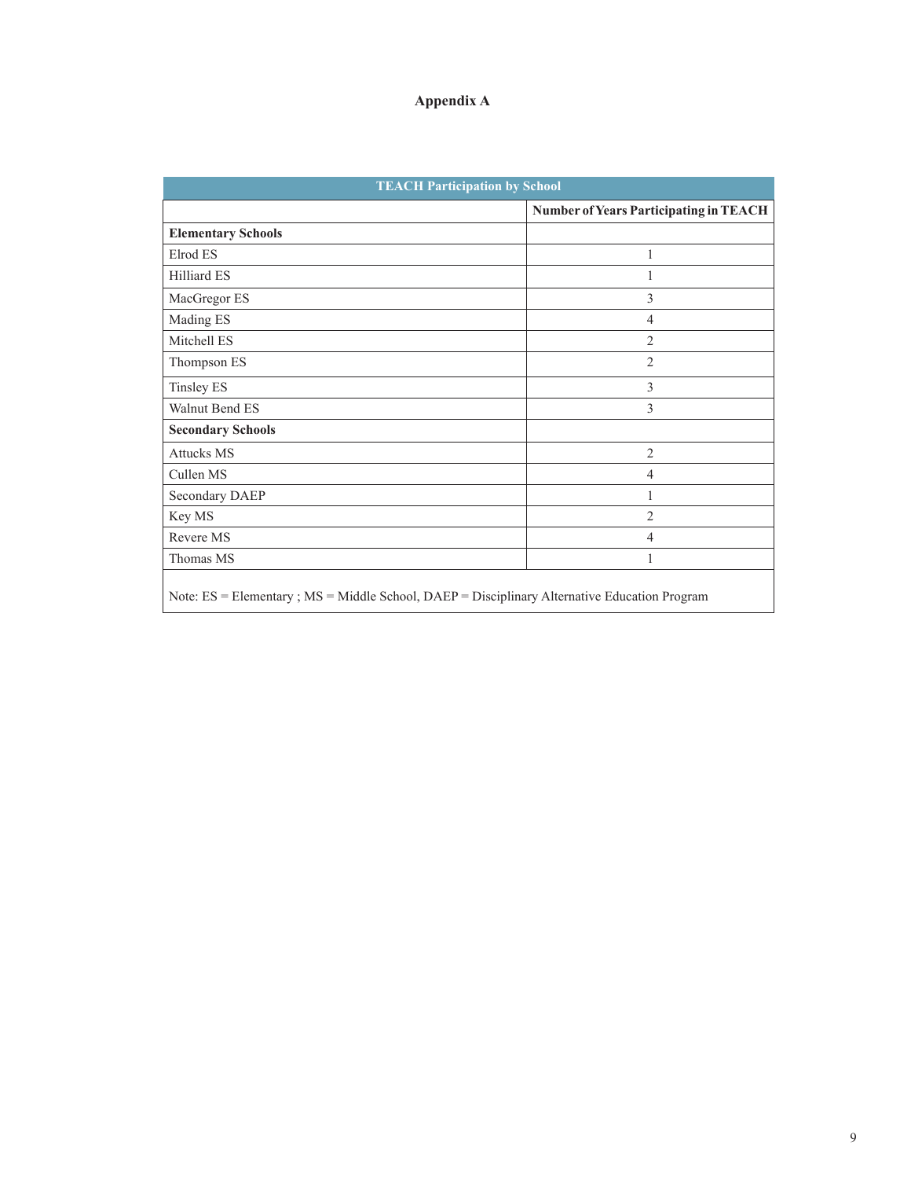# Appendix A

| TEACH Participation by School | |
|---|---|
| | **Number of Years Participating in TEACH** |
| **Elementary Schools** | |
| Elrod ES | 1 |
| Hilliard ES | 1 |
| MacGregor ES | 3 |
| Mading ES | 4 |
| Mitchell ES | 2 |
| Thompson ES | 2 |
| Tinsley ES | 3 |
| Walnut Bend ES | 3 |
| **Secondary Schools** | |
| Attucks MS | 2 |
| Cullen MS | 4 |
| Secondary DAEP | 1 |
| Key MS | 2 |
| Revere MS | 4 |
| Thomas MS | 1 |

Note: ES = Elementary ; MS = Middle School, DAEP = Disciplinary Alternative Education Program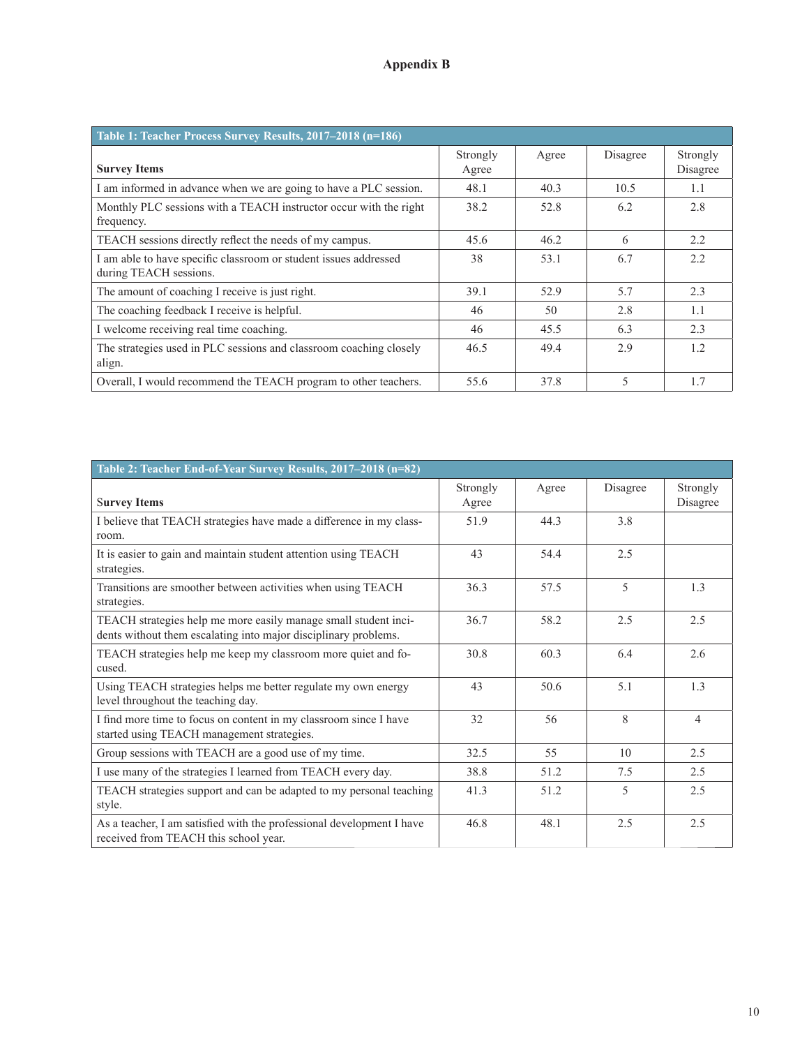# Appendix B

| Table 1: Teacher Process Survey Results, 2017–2018 (n=186) | | | | |
|---|---|---|---|---|
| **Survey Items** | Strongly Agree | Agree | Disagree | Strongly Disagree |
| I am informed in advance when we are going to have a PLC session. | 48.1 | 40.3 | 10.5 | 1.1 |
| Monthly PLC sessions with a TEACH instructor occur with the right frequency. | 38.2 | 52.8 | 6.2 | 2.8 |
| TEACH sessions directly reflect the needs of my campus. | 45.6 | 46.2 | 6 | 2.2 |
| I am able to have specific classroom or student issues addressed during TEACH sessions. | 38 | 53.1 | 6.7 | 2.2 |
| The amount of coaching I receive is just right. | 39.1 | 52.9 | 5.7 | 2.3 |
| The coaching feedback I receive is helpful. | 46 | 50 | 2.8 | 1.1 |
| I welcome receiving real time coaching. | 46 | 45.5 | 6.3 | 2.3 |
| The strategies used in PLC sessions and classroom coaching closely align. | 46.5 | 49.4 | 2.9 | 1.2 |
| Overall, I would recommend the TEACH program to other teachers. | 55.6 | 37.8 | 5 | 1.7 |

| Table 2: Teacher End-of-Year Survey Results, 2017–2018 (n=82) | | | | |
|---|---|---|---|---|
| **Survey Items** | Strongly Agree | Agree | Disagree | Strongly Disagree |
| I believe that TEACH strategies have made a difference in my classroom. | 51.9 | 44.3 | 3.8 | |
| It is easier to gain and maintain student attention using TEACH strategies. | 43 | 54.4 | 2.5 | |
| Transitions are smoother between activities when using TEACH strategies. | 36.3 | 57.5 | 5 | 1.3 |
| TEACH strategies help me more easily manage small student incidents without them escalating into major disciplinary problems. | 36.7 | 58.2 | 2.5 | 2.5 |
| TEACH strategies help me keep my classroom more quiet and focused. | 30.8 | 60.3 | 6.4 | 2.6 |
| Using TEACH strategies helps me better regulate my own energy level throughout the teaching day. | 43 | 50.6 | 5.1 | 1.3 |
| I find more time to focus on content in my classroom since I have started using TEACH management strategies. | 32 | 56 | 8 | 4 |
| Group sessions with TEACH are a good use of my time. | 32.5 | 55 | 10 | 2.5 |
| I use many of the strategies I learned from TEACH every day. | 38.8 | 51.2 | 7.5 | 2.5 |
| TEACH strategies support and can be adapted to my personal teaching style. | 41.3 | 51.2 | 5 | 2.5 |
| As a teacher, I am satisfied with the professional development I have received from TEACH this school year. | 46.8 | 48.1 | 2.5 | 2.5 |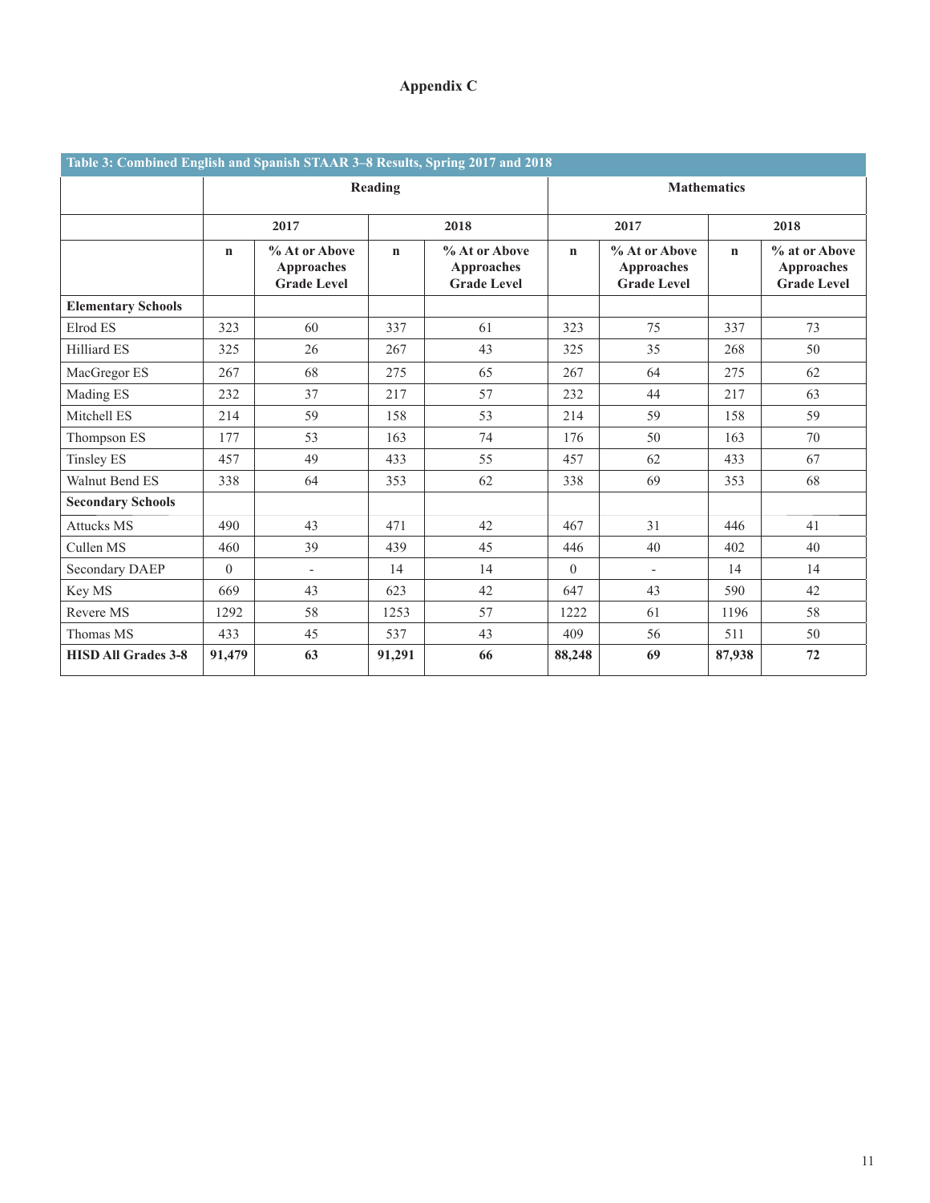## Appendix C

| Table 3: Combined English and Spanish STAAR 3–8 Results, Spring 2017 and 2018 | | | | | | | | |
|---|---|---|---|---|---|---|---|---|
| | Reading | | | | Mathematics | | | |
| | 2017 | | 2018 | | 2017 | | 2018 | |
| | n | % At or Above Approaches Grade Level | n | % At or Above Approaches Grade Level | n | % At or Above Approaches Grade Level | n | % at or Above Approaches Grade Level |
| **Elementary Schools** | | | | | | | | |
| Elrod ES | 323 | 60 | 337 | 61 | 323 | 75 | 337 | 73 |
| Hilliard ES | 325 | 26 | 267 | 43 | 325 | 35 | 268 | 50 |
| MacGregor ES | 267 | 68 | 275 | 65 | 267 | 64 | 275 | 62 |
| Mading ES | 232 | 37 | 217 | 57 | 232 | 44 | 217 | 63 |
| Mitchell ES | 214 | 59 | 158 | 53 | 214 | 59 | 158 | 59 |
| Thompson ES | 177 | 53 | 163 | 74 | 176 | 50 | 163 | 70 |
| Tinsley ES | 457 | 49 | 433 | 55 | 457 | 62 | 433 | 67 |
| Walnut Bend ES | 338 | 64 | 353 | 62 | 338 | 69 | 353 | 68 |
| **Secondary Schools** | | | | | | | | |
| Attucks MS | 490 | 43 | 471 | 42 | 467 | 31 | 446 | 41 |
| Cullen MS | 460 | 39 | 439 | 45 | 446 | 40 | 402 | 40 |
| Secondary DAEP | 0 | - | 14 | 14 | 0 | - | 14 | 14 |
| Key MS | 669 | 43 | 623 | 42 | 647 | 43 | 590 | 42 |
| Revere MS | 1292 | 58 | 1253 | 57 | 1222 | 61 | 1196 | 58 |
| Thomas MS | 433 | 45 | 537 | 43 | 409 | 56 | 511 | 50 |
| **HISD All Grades 3-8** | **91,479** | **63** | **91,291** | **66** | **88,248** | **69** | **87,938** | **72** |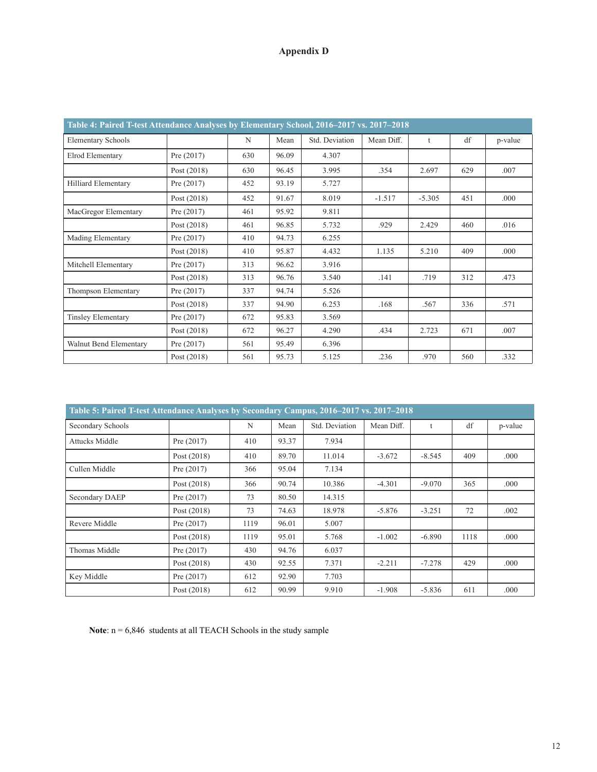## Appendix D

| Table 4: Paired T-test Attendance Analyses by Elementary School, 2016–2017 vs. 2017–2018 | | | | | | | | |
|---|---|---|---|---|---|---|---|---|
| Elementary Schools | | N | Mean | Std. Deviation | Mean Diff. | t | df | p-value |
| Elrod Elementary | Pre (2017) | 630 | 96.09 | 4.307 | | | | |
| | Post (2018) | 630 | 96.45 | 3.995 | .354 | 2.697 | 629 | .007 |
| Hilliard Elementary | Pre (2017) | 452 | 93.19 | 5.727 | | | | |
| | Post (2018) | 452 | 91.67 | 8.019 | -1.517 | -5.305 | 451 | .000 |
| MacGregor Elementary | Pre (2017) | 461 | 95.92 | 9.811 | | | | |
| | Post (2018) | 461 | 96.85 | 5.732 | .929 | 2.429 | 460 | .016 |
| Mading Elementary | Pre (2017) | 410 | 94.73 | 6.255 | | | | |
| | Post (2018) | 410 | 95.87 | 4.432 | 1.135 | 5.210 | 409 | .000 |
| Mitchell Elementary | Pre (2017) | 313 | 96.62 | 3.916 | | | | |
| | Post (2018) | 313 | 96.76 | 3.540 | .141 | .719 | 312 | .473 |
| Thompson Elementary | Pre (2017) | 337 | 94.74 | 5.526 | | | | |
| | Post (2018) | 337 | 94.90 | 6.253 | .168 | .567 | 336 | .571 |
| Tinsley Elementary | Pre (2017) | 672 | 95.83 | 3.569 | | | | |
| | Post (2018) | 672 | 96.27 | 4.290 | .434 | 2.723 | 671 | .007 |
| Walnut Bend Elementary | Pre (2017) | 561 | 95.49 | 6.396 | | | | |
| | Post (2018) | 561 | 95.73 | 5.125 | .236 | .970 | 560 | .332 |

| Table 5: Paired T-test Attendance Analyses by Secondary Campus, 2016–2017 vs. 2017–2018 | | | | | | | | |
|---|---|---|---|---|---|---|---|---|
| Secondary Schools | | N | Mean | Std. Deviation | Mean Diff. | t | df | p-value |
| Attucks Middle | Pre (2017) | 410 | 93.37 | 7.934 | | | | |
| | Post (2018) | 410 | 89.70 | 11.014 | -3.672 | -8.545 | 409 | .000 |
| Cullen Middle | Pre (2017) | 366 | 95.04 | 7.134 | | | | |
| | Post (2018) | 366 | 90.74 | 10.386 | -4.301 | -9.070 | 365 | .000 |
| Secondary DAEP | Pre (2017) | 73 | 80.50 | 14.315 | | | | |
| | Post (2018) | 73 | 74.63 | 18.978 | -5.876 | -3.251 | 72 | .002 |
| Revere Middle | Pre (2017) | 1119 | 96.01 | 5.007 | | | | |
| | Post (2018) | 1119 | 95.01 | 5.768 | -1.002 | -6.890 | 1118 | .000 |
| Thomas Middle | Pre (2017) | 430 | 94.76 | 6.037 | | | | |
| | Post (2018) | 430 | 92.55 | 7.371 | -2.211 | -7.278 | 429 | .000 |
| Key Middle | Pre (2017) | 612 | 92.90 | 7.703 | | | | |
| | Post (2018) | 612 | 90.99 | 9.910 | -1.908 | -5.836 | 611 | .000 |

**Note**: n = 6,846 students at all TEACH Schools in the study sample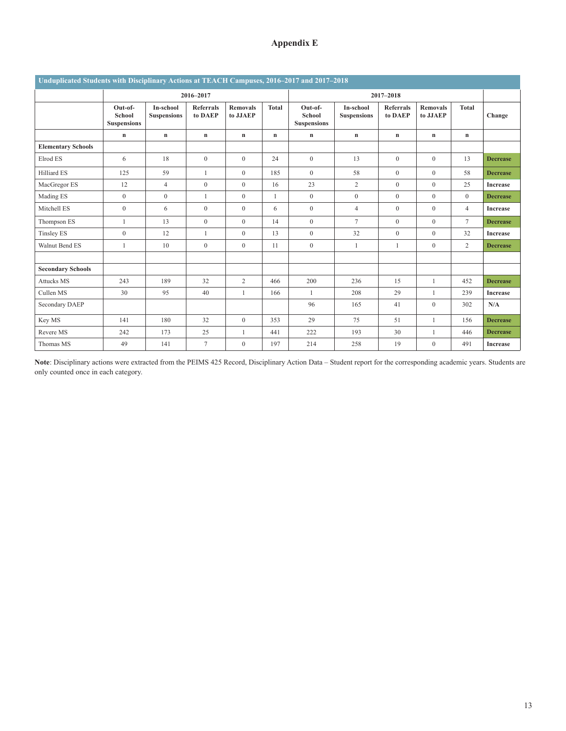## Appendix E

| Unduplicated Students with Disciplinary Actions at TEACH Campuses, 2016–2017 and 2017–2018 | | | | | | | | | | | |
|---|---|---|---|---|---|---|---|---|---|---|---|
| | 2016–2017 | | | | | 2017–2018 | | | | | |
| | Out-of-School Suspensions | In-school Suspensions | Referrals to DAEP | Removals to JJAEP | Total | Out-of-School Suspensions | In-school Suspensions | Referrals to DAEP | Removals to JJAEP | Total | Change |
| | n | n | n | n | n | n | n | n | n | n | |
| **Elementary Schools** | | | | | | | | | | | |
| Elrod ES | 6 | 18 | 0 | 0 | 24 | 0 | 13 | 0 | 0 | 13 | Decrease |
| Hilliard ES | 125 | 59 | 1 | 0 | 185 | 0 | 58 | 0 | 0 | 58 | Decrease |
| MacGregor ES | 12 | 4 | 0 | 0 | 16 | 23 | 2 | 0 | 0 | 25 | Increase |
| Mading ES | 0 | 0 | 1 | 0 | 1 | 0 | 0 | 0 | 0 | 0 | Decrease |
| Mitchell ES | 0 | 6 | 0 | 0 | 6 | 0 | 4 | 0 | 0 | 4 | Increase |
| Thompson ES | 1 | 13 | 0 | 0 | 14 | 0 | 7 | 0 | 0 | 7 | Decrease |
| Tinsley ES | 0 | 12 | 1 | 0 | 13 | 0 | 32 | 0 | 0 | 32 | Increase |
| Walnut Bend ES | 1 | 10 | 0 | 0 | 11 | 0 | 1 | 1 | 0 | 2 | Decrease |
| | | | | | | | | | | | |
| **Secondary Schools** | | | | | | | | | | | |
| Attucks MS | 243 | 189 | 32 | 2 | 466 | 200 | 236 | 15 | 1 | 452 | Decrease |
| Cullen MS | 30 | 95 | 40 | 1 | 166 | 1 | 208 | 29 | 1 | 239 | Increase |
| Secondary DAEP | | | | | | 96 | 165 | 41 | 0 | 302 | N/A |
| Key MS | 141 | 180 | 32 | 0 | 353 | 29 | 75 | 51 | 1 | 156 | Decrease |
| Revere MS | 242 | 173 | 25 | 1 | 441 | 222 | 193 | 30 | 1 | 446 | Decrease |
| Thomas MS | 49 | 141 | 7 | 0 | 197 | 214 | 258 | 19 | 0 | 491 | Increase |

**Note**: Disciplinary actions were extracted from the PEIMS 425 Record, Disciplinary Action Data – Student report for the corresponding academic years. Students are only counted once in each category.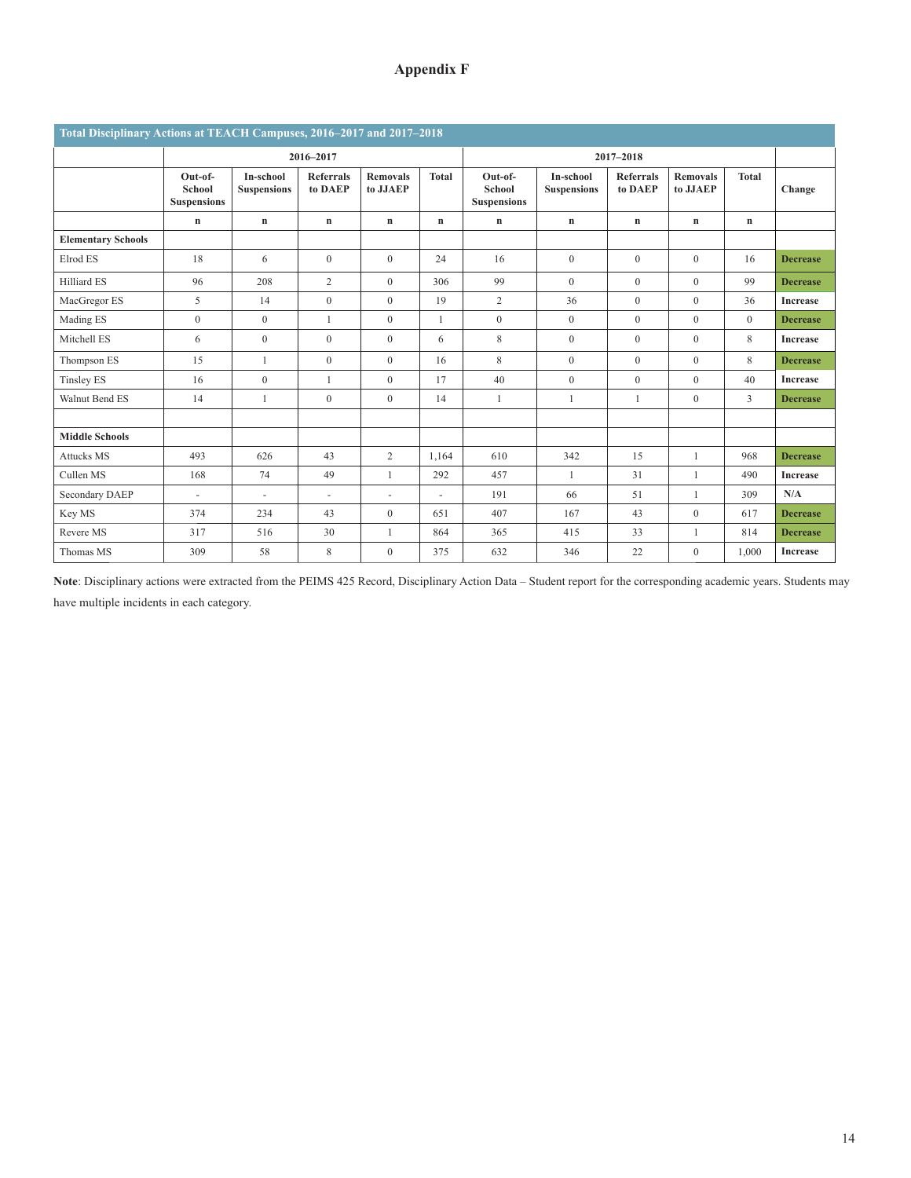# Appendix F

| Total Disciplinary Actions at TEACH Campuses, 2016–2017 and 2017–2018 | | | | | | | | | | | |
|---|---|---|---|---|---|---|---|---|---|---|---|
| | 2016–2017 | | | | | 2017–2018 | | | | | |
| | Out-of-School Suspensions | In-school Suspensions | Referrals to DAEP | Removals to JJAEP | Total | Out-of-School Suspensions | In-school Suspensions | Referrals to DAEP | Removals to JJAEP | Total | Change |
| | n | n | n | n | n | n | n | n | n | n | |
| **Elementary Schools** | | | | | | | | | | | |
| Elrod ES | 18 | 6 | 0 | 0 | 24 | 16 | 0 | 0 | 0 | 16 | **Decrease** |
| Hilliard ES | 96 | 208 | 2 | 0 | 306 | 99 | 0 | 0 | 0 | 99 | **Decrease** |
| MacGregor ES | 5 | 14 | 0 | 0 | 19 | 2 | 36 | 0 | 0 | 36 | **Increase** |
| Mading ES | 0 | 0 | 1 | 0 | 1 | 0 | 0 | 0 | 0 | 0 | **Decrease** |
| Mitchell ES | 6 | 0 | 0 | 0 | 6 | 8 | 0 | 0 | 0 | 8 | **Increase** |
| Thompson ES | 15 | 1 | 0 | 0 | 16 | 8 | 0 | 0 | 0 | 8 | **Decrease** |
| Tinsley ES | 16 | 0 | 1 | 0 | 17 | 40 | 0 | 0 | 0 | 40 | **Increase** |
| Walnut Bend ES | 14 | 1 | 0 | 0 | 14 | 1 | 1 | 1 | 0 | 3 | **Decrease** |
| | | | | | | | | | | | |
| **Middle Schools** | | | | | | | | | | | |
| Attucks MS | 493 | 626 | 43 | 2 | 1,164 | 610 | 342 | 15 | 1 | 968 | **Decrease** |
| Cullen MS | 168 | 74 | 49 | 1 | 292 | 457 | 1 | 31 | 1 | 490 | **Increase** |
| Secondary DAEP | - | - | - | - | - | 191 | 66 | 51 | 1 | 309 | **N/A** |
| Key MS | 374 | 234 | 43 | 0 | 651 | 407 | 167 | 43 | 0 | 617 | **Decrease** |
| Revere MS | 317 | 516 | 30 | 1 | 864 | 365 | 415 | 33 | 1 | 814 | **Decrease** |
| Thomas MS | 309 | 58 | 8 | 0 | 375 | 632 | 346 | 22 | 0 | 1,000 | **Increase** |

**Note**: Disciplinary actions were extracted from the PEIMS 425 Record, Disciplinary Action Data – Student report for the corresponding academic years. Students may have multiple incidents in each category.